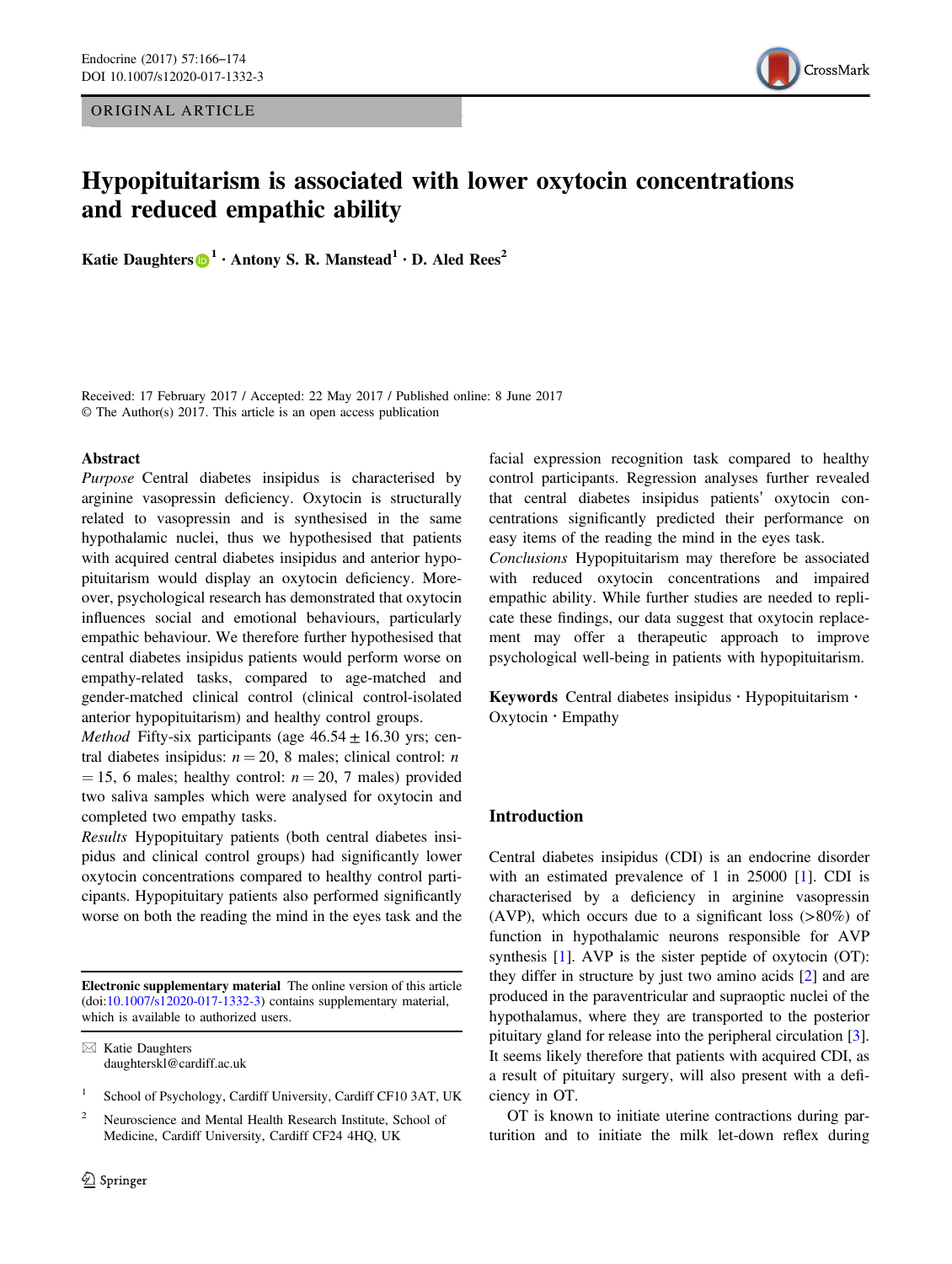ORIGINAL ARTICLE

# Hypopituitarism is associated with lower oxytocin concentrations and reduced empathic ability

**Katie Daughters**[1] · **Antony S. R. Manstead**[1] · **D. Aled Rees**[2]

Received: 17 February 2017 / Accepted: 22 May 2017 / Published online: 8 June 2017
© The Author(s) 2017. This article is an open access publication

## Abstract

*Purpose* Central diabetes insipidus is characterised by arginine vasopressin deficiency. Oxytocin is structurally related to vasopressin and is synthesised in the same hypothalamic nuclei, thus we hypothesised that patients with acquired central diabetes insipidus and anterior hypopituitarism would display an oxytocin deficiency. Moreover, psychological research has demonstrated that oxytocin influences social and emotional behaviours, particularly empathic behaviour. We therefore further hypothesised that central diabetes insipidus patients would perform worse on empathy-related tasks, compared to age-matched and gender-matched clinical control (clinical control-isolated anterior hypopituitarism) and healthy control groups.

*Method* Fifty-six participants (age 46.54 ± 16.30 yrs; central diabetes insipidus: $n = 20$, 8 males; clinical control: $n = 15$, 6 males; healthy control: $n = 20$, 7 males) provided two saliva samples which were analysed for oxytocin and completed two empathy tasks.

*Results* Hypopituitary patients (both central diabetes insipidus and clinical control groups) had significantly lower oxytocin concentrations compared to healthy control participants. Hypopituitary patients also performed significantly worse on both the reading the mind in the eyes task and the facial expression recognition task compared to healthy control participants. Regression analyses further revealed that central diabetes insipidus patients' oxytocin concentrations significantly predicted their performance on easy items of the reading the mind in the eyes task.

*Conclusions* Hypopituitarism may therefore be associated with reduced oxytocin concentrations and impaired empathic ability. While further studies are needed to replicate these findings, our data suggest that oxytocin replacement may offer a therapeutic approach to improve psychological well-being in patients with hypopituitarism.

**Keywords** Central diabetes insipidus · Hypopituitarism · Oxytocin · Empathy

**Electronic supplementary material** The online version of this article (doi:10.1007/s12020-017-1332-3) contains supplementary material, which is available to authorized users.

✉ Katie Daughters
daughterskl@cardiff.ac.uk

[1] School of Psychology, Cardiff University, Cardiff CF10 3AT, UK

[2] Neuroscience and Mental Health Research Institute, School of Medicine, Cardiff University, Cardiff CF24 4HQ, UK

## Introduction

Central diabetes insipidus (CDI) is an endocrine disorder with an estimated prevalence of 1 in 25000 [1]. CDI is characterised by a deficiency in arginine vasopressin (AVP), which occurs due to a significant loss (>80%) of function in hypothalamic neurons responsible for AVP synthesis [1]. AVP is the sister peptide of oxytocin (OT): they differ in structure by just two amino acids [2] and are produced in the paraventricular and supraoptic nuclei of the hypothalamus, where they are transported to the posterior pituitary gland for release into the peripheral circulation [3]. It seems likely therefore that patients with acquired CDI, as a result of pituitary surgery, will also present with a deficiency in OT.

OT is known to initiate uterine contractions during parturition and to initiate the milk let-down reflex during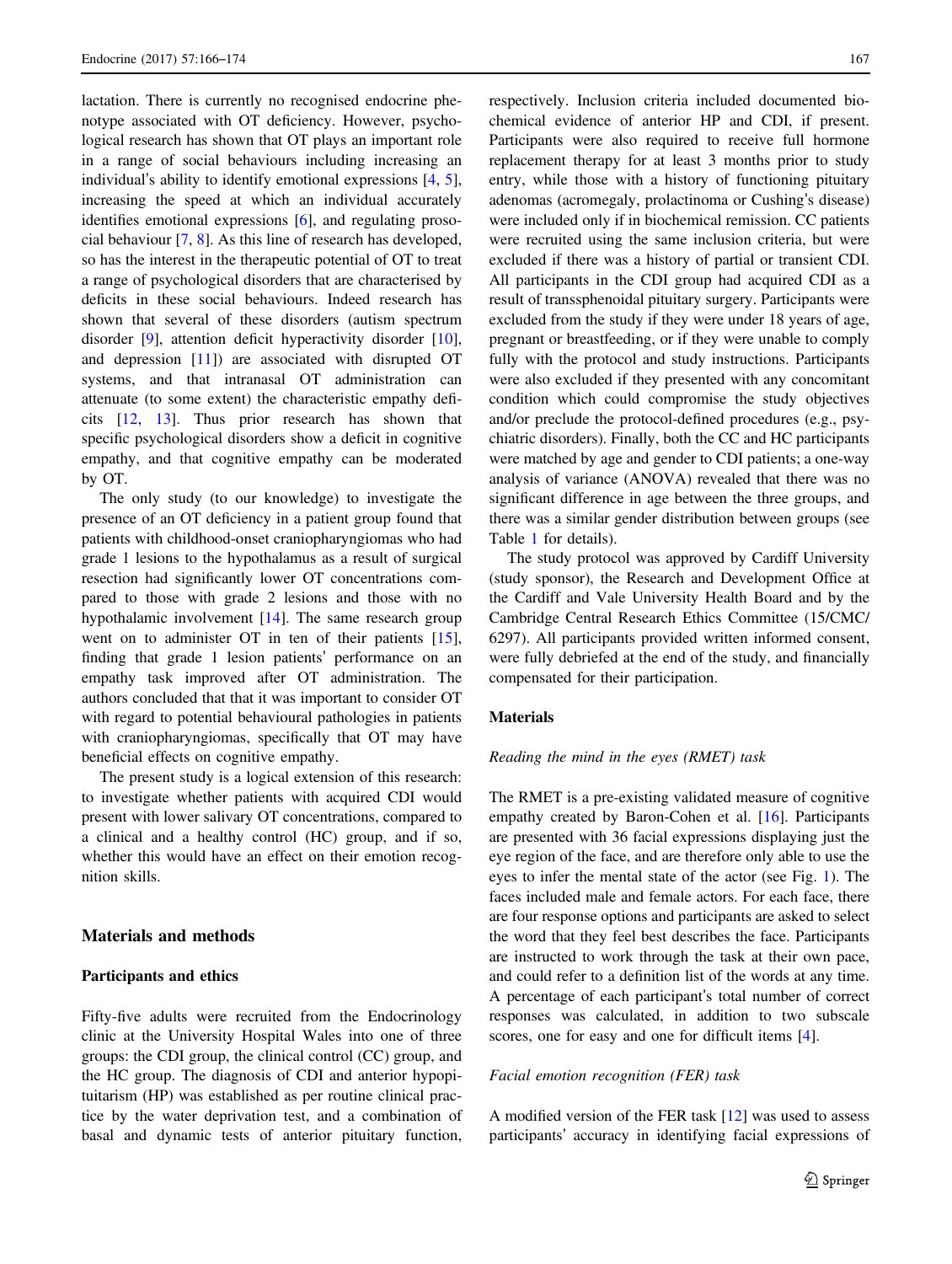lactation. There is currently no recognised endocrine phenotype associated with OT deficiency. However, psychological research has shown that OT plays an important role in a range of social behaviours including increasing an individual's ability to identify emotional expressions [4, 5], increasing the speed at which an individual accurately identifies emotional expressions [6], and regulating prosocial behaviour [7, 8]. As this line of research has developed, so has the interest in the therapeutic potential of OT to treat a range of psychological disorders that are characterised by deficits in these social behaviours. Indeed research has shown that several of these disorders (autism spectrum disorder [9], attention deficit hyperactivity disorder [10], and depression [11]) are associated with disrupted OT systems, and that intranasal OT administration can attenuate (to some extent) the characteristic empathy deficits [12, 13]. Thus prior research has shown that specific psychological disorders show a deficit in cognitive empathy, and that cognitive empathy can be moderated by OT.

The only study (to our knowledge) to investigate the presence of an OT deficiency in a patient group found that patients with childhood-onset craniopharyngiomas who had grade 1 lesions to the hypothalamus as a result of surgical resection had significantly lower OT concentrations compared to those with grade 2 lesions and those with no hypothalamic involvement [14]. The same research group went on to administer OT in ten of their patients [15], finding that grade 1 lesion patients' performance on an empathy task improved after OT administration. The authors concluded that that it was important to consider OT with regard to potential behavioural pathologies in patients with craniopharyngiomas, specifically that OT may have beneficial effects on cognitive empathy.

The present study is a logical extension of this research: to investigate whether patients with acquired CDI would present with lower salivary OT concentrations, compared to a clinical and a healthy control (HC) group, and if so, whether this would have an effect on their emotion recognition skills.

## Materials and methods

### Participants and ethics

Fifty-five adults were recruited from the Endocrinology clinic at the University Hospital Wales into one of three groups: the CDI group, the clinical control (CC) group, and the HC group. The diagnosis of CDI and anterior hypopituitarism (HP) was established as per routine clinical practice by the water deprivation test, and a combination of basal and dynamic tests of anterior pituitary function, respectively. Inclusion criteria included documented biochemical evidence of anterior HP and CDI, if present. Participants were also required to receive full hormone replacement therapy for at least 3 months prior to study entry, while those with a history of functioning pituitary adenomas (acromegaly, prolactinoma or Cushing's disease) were included only if in biochemical remission. CC patients were recruited using the same inclusion criteria, but were excluded if there was a history of partial or transient CDI. All participants in the CDI group had acquired CDI as a result of transsphenoidal pituitary surgery. Participants were excluded from the study if they were under 18 years of age, pregnant or breastfeeding, or if they were unable to comply fully with the protocol and study instructions. Participants were also excluded if they presented with any concomitant condition which could compromise the study objectives and/or preclude the protocol-defined procedures (e.g., psychiatric disorders). Finally, both the CC and HC participants were matched by age and gender to CDI patients; a one-way analysis of variance (ANOVA) revealed that there was no significant difference in age between the three groups, and there was a similar gender distribution between groups (see Table 1 for details).

The study protocol was approved by Cardiff University (study sponsor), the Research and Development Office at the Cardiff and Vale University Health Board and by the Cambridge Central Research Ethics Committee (15/CMC/6297). All participants provided written informed consent, were fully debriefed at the end of the study, and financially compensated for their participation.

### Materials

#### *Reading the mind in the eyes (RMET) task*

The RMET is a pre-existing validated measure of cognitive empathy created by Baron-Cohen et al. [16]. Participants are presented with 36 facial expressions displaying just the eye region of the face, and are therefore only able to use the eyes to infer the mental state of the actor (see Fig. 1). The faces included male and female actors. For each face, there are four response options and participants are asked to select the word that they feel best describes the face. Participants are instructed to work through the task at their own pace, and could refer to a definition list of the words at any time. A percentage of each participant's total number of correct responses was calculated, in addition to two subscale scores, one for easy and one for difficult items [4].

#### *Facial emotion recognition (FER) task*

A modified version of the FER task [12] was used to assess participants' accuracy in identifying facial expressions of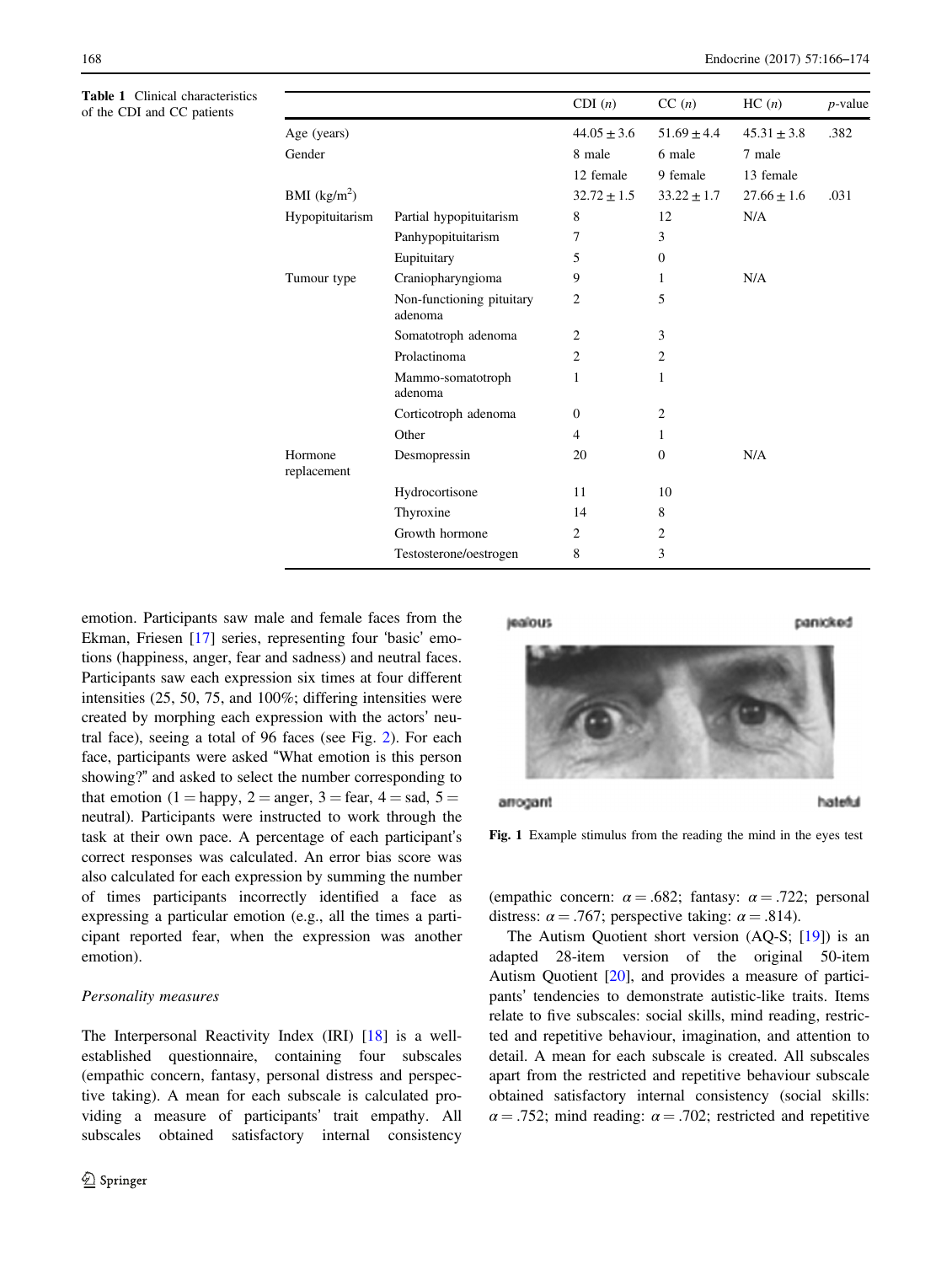**Table 1** Clinical characteristics of the CDI and CC patients

| | | CDI (*n*) | CC (*n*) | HC (*n*) | *p*-value |
|---|---|---|---|---|---|
| Age (years) | | 44.05 ± 3.6 | 51.69 ± 4.4 | 45.31 ± 3.8 | .382 |
| Gender | | 8 male | 6 male | 7 male | |
| | | 12 female | 9 female | 13 female | |
| BMI (kg/m$^2$) | | 32.72 ± 1.5 | 33.22 ± 1.7 | 27.66 ± 1.6 | .031 |
| Hypopituitarism | Partial hypopituitarism | 8 | 12 | N/A | |
| | Panhypopituitarism | 7 | 3 | | |
| | Eupituitary | 5 | 0 | | |
| Tumour type | Craniopharyngioma | 9 | 1 | N/A | |
| | Non-functioning pituitary adenoma | 2 | 5 | | |
| | Somatotroph adenoma | 2 | 3 | | |
| | Prolactinoma | 2 | 2 | | |
| | Mammo-somatotroph adenoma | 1 | 1 | | |
| | Corticotroph adenoma | 0 | 2 | | |
| | Other | 4 | 1 | | |
| Hormone replacement | Desmopressin | 20 | 0 | N/A | |
| | Hydrocortisone | 11 | 10 | | |
| | Thyroxine | 14 | 8 | | |
| | Growth hormone | 2 | 2 | | |
| | Testosterone/oestrogen | 8 | 3 | | |

emotion. Participants saw male and female faces from the Ekman, Friesen [17] series, representing four 'basic' emotions (happiness, anger, fear and sadness) and neutral faces. Participants saw each expression six times at four different intensities (25, 50, 75, and 100%; differing intensities were created by morphing each expression with the actors' neutral face), seeing a total of 96 faces (see Fig. 2). For each face, participants were asked "What emotion is this person showing?" and asked to select the number corresponding to that emotion (1 = happy, 2 = anger, 3 = fear, 4 = sad, 5 = neutral). Participants were instructed to work through the task at their own pace. A percentage of each participant's correct responses was calculated. An error bias score was also calculated for each expression by summing the number of times participants incorrectly identified a face as expressing a particular emotion (e.g., all the times a participant reported fear, when the expression was another emotion).

### Personality measures

The Interpersonal Reactivity Index (IRI) [18] is a well-established questionnaire, containing four subscales (empathic concern, fantasy, personal distress and perspective taking). A mean for each subscale is calculated providing a measure of participants' trait empathy. All subscales obtained satisfactory internal consistency (empathic concern: $\alpha = .682$; fantasy: $\alpha = .722$; personal distress: $\alpha = .767$; perspective taking: $\alpha = .814$).

jealous panicked arrogant hateful

**Fig. 1** Example stimulus from the reading the mind in the eyes test

The Autism Quotient short version (AQ-S; [19]) is an adapted 28-item version of the original 50-item Autism Quotient [20], and provides a measure of participants' tendencies to demonstrate autistic-like traits. Items relate to five subscales: social skills, mind reading, restricted and repetitive behaviour, imagination, and attention to detail. A mean for each subscale is created. All subscales apart from the restricted and repetitive behaviour subscale obtained satisfactory internal consistency (social skills: $\alpha = .752$; mind reading: $\alpha = .702$; restricted and repetitive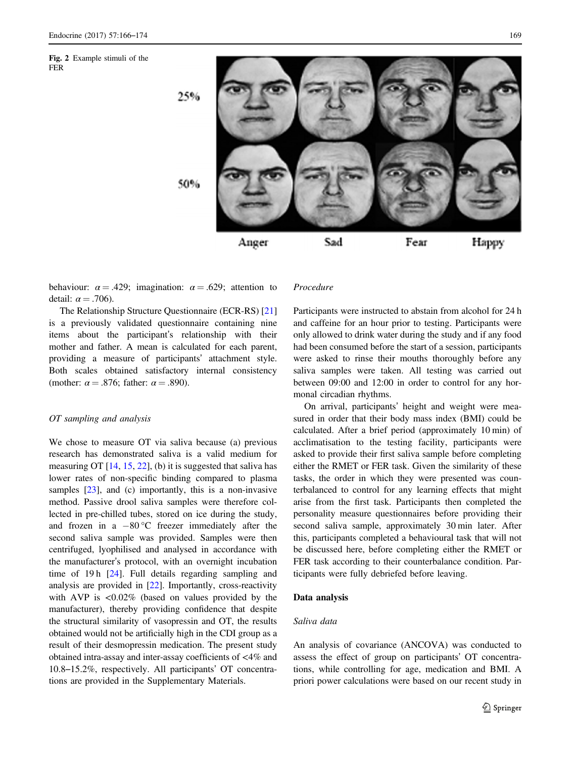Fig. 2 Example stimuli of the FER

behaviour: $\alpha = .429$; imagination: $\alpha = .629$; attention to detail: $\alpha = .706$).

The Relationship Structure Questionnaire (ECR-RS) [21] is a previously validated questionnaire containing nine items about the participant's relationship with their mother and father. A mean is calculated for each parent, providing a measure of participants' attachment style. Both scales obtained satisfactory internal consistency (mother: $\alpha = .876$; father: $\alpha = .890$).

### *OT sampling and analysis*

We chose to measure OT via saliva because (a) previous research has demonstrated saliva is a valid medium for measuring OT [14, 15, 22], (b) it is suggested that saliva has lower rates of non-specific binding compared to plasma samples [23], and (c) importantly, this is a non-invasive method. Passive drool saliva samples were therefore collected in pre-chilled tubes, stored on ice during the study, and frozen in a −80 °C freezer immediately after the second saliva sample was provided. Samples were then centrifuged, lyophilised and analysed in accordance with the manufacturer's protocol, with an overnight incubation time of 19 h [24]. Full details regarding sampling and analysis are provided in [22]. Importantly, cross-reactivity with AVP is <0.02% (based on values provided by the manufacturer), thereby providing confidence that despite the structural similarity of vasopressin and OT, the results obtained would not be artificially high in the CDI group as a result of their desmopressin medication. The present study obtained intra-assay and inter-assay coefficients of <4% and 10.8–15.2%, respectively. All participants' OT concentrations are provided in the Supplementary Materials.

### *Procedure*

Participants were instructed to abstain from alcohol for 24 h and caffeine for an hour prior to testing. Participants were only allowed to drink water during the study and if any food had been consumed before the start of a session, participants were asked to rinse their mouths thoroughly before any saliva samples were taken. All testing was carried out between 09:00 and 12:00 in order to control for any hormonal circadian rhythms.

On arrival, participants' height and weight were measured in order that their body mass index (BMI) could be calculated. After a brief period (approximately 10 min) of acclimatisation to the testing facility, participants were asked to provide their first saliva sample before completing either the RMET or FER task. Given the similarity of these tasks, the order in which they were presented was counterbalanced to control for any learning effects that might arise from the first task. Participants then completed the personality measure questionnaires before providing their second saliva sample, approximately 30 min later. After this, participants completed a behavioural task that will not be discussed here, before completing either the RMET or FER task according to their counterbalance condition. Participants were fully debriefed before leaving.

## Data analysis

### *Saliva data*

An analysis of covariance (ANCOVA) was conducted to assess the effect of group on participants' OT concentrations, while controlling for age, medication and BMI. A priori power calculations were based on our recent study in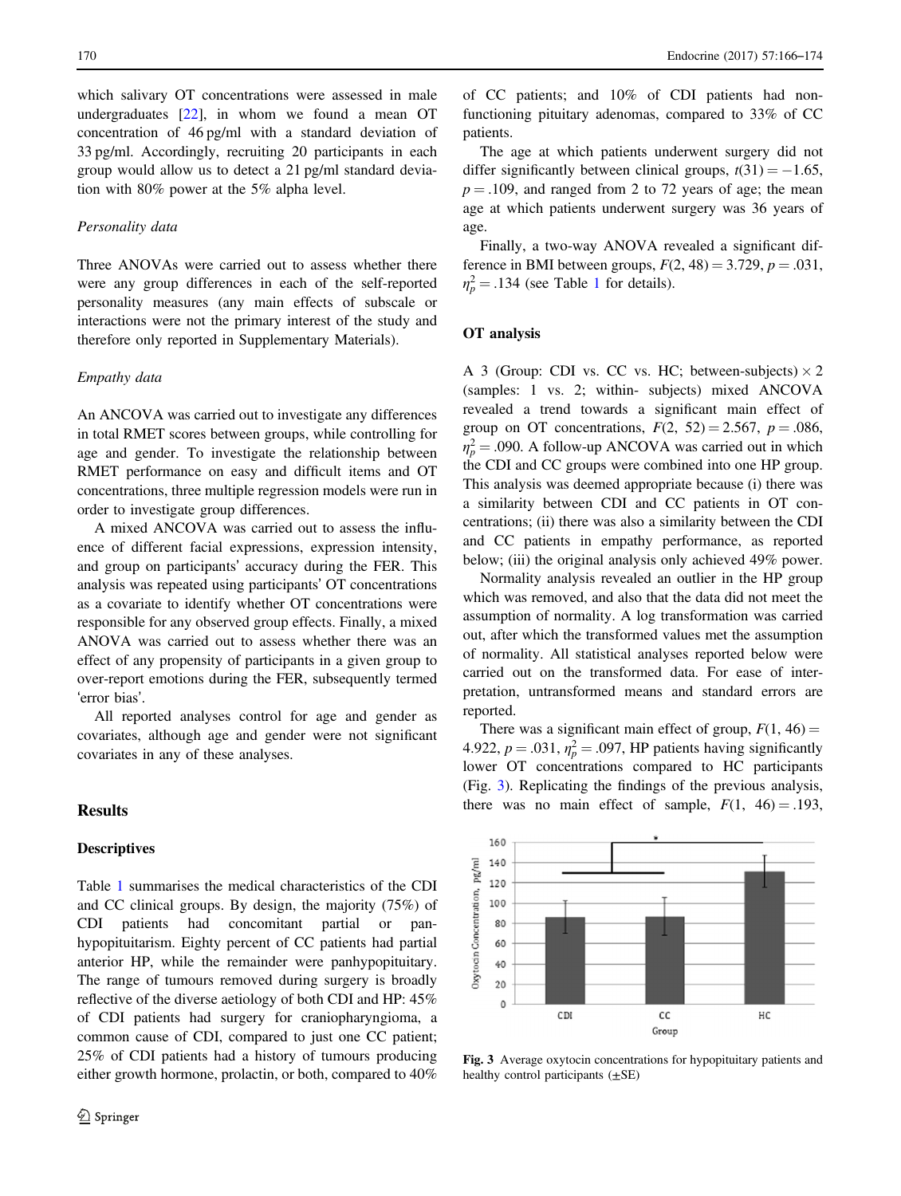which salivary OT concentrations were assessed in male undergraduates [22], in whom we found a mean OT concentration of 46 pg/ml with a standard deviation of 33 pg/ml. Accordingly, recruiting 20 participants in each group would allow us to detect a 21 pg/ml standard deviation with 80% power at the 5% alpha level.

*Personality data*

Three ANOVAs were carried out to assess whether there were any group differences in each of the self-reported personality measures (any main effects of subscale or interactions were not the primary interest of the study and therefore only reported in Supplementary Materials).

*Empathy data*

An ANCOVA was carried out to investigate any differences in total RMET scores between groups, while controlling for age and gender. To investigate the relationship between RMET performance on easy and difficult items and OT concentrations, three multiple regression models were run in order to investigate group differences.

A mixed ANCOVA was carried out to assess the influence of different facial expressions, expression intensity, and group on participants' accuracy during the FER. This analysis was repeated using participants' OT concentrations as a covariate to identify whether OT concentrations were responsible for any observed group effects. Finally, a mixed ANOVA was carried out to assess whether there was an effect of any propensity of participants in a given group to over-report emotions during the FER, subsequently termed 'error bias'.

All reported analyses control for age and gender as covariates, although age and gender were not significant covariates in any of these analyses.

## Results

### Descriptives

Table 1 summarises the medical characteristics of the CDI and CC clinical groups. By design, the majority (75%) of CDI patients had concomitant partial or panhypopituitarism. Eighty percent of CC patients had partial anterior HP, while the remainder were panhypopituitary. The range of tumours removed during surgery is broadly reflective of the diverse aetiology of both CDI and HP: 45% of CDI patients had surgery for craniopharyngioma, a common cause of CDI, compared to just one CC patient; 25% of CDI patients had a history of tumours producing either growth hormone, prolactin, or both, compared to 40% of CC patients; and 10% of CDI patients had non-functioning pituitary adenomas, compared to 33% of CC patients.

The age at which patients underwent surgery did not differ significantly between clinical groups, $t(31) = -1.65$, $p = .109$, and ranged from 2 to 72 years of age; the mean age at which patients underwent surgery was 36 years of age.

Finally, a two-way ANOVA revealed a significant difference in BMI between groups, $F(2, 48) = 3.729$, $p = .031$, $\eta_p^2 = .134$ (see Table 1 for details).

### OT analysis

A 3 (Group: CDI vs. CC vs. HC; between-subjects) × 2 (samples: 1 vs. 2; within- subjects) mixed ANCOVA revealed a trend towards a significant main effect of group on OT concentrations, $F(2, 52) = 2.567$, $p = .086$, $\eta_p^2 = .090$. A follow-up ANCOVA was carried out in which the CDI and CC groups were combined into one HP group. This analysis was deemed appropriate because (i) there was a similarity between CDI and CC patients in OT concentrations; (ii) there was also a similarity between the CDI and CC patients in empathy performance, as reported below; (iii) the original analysis only achieved 49% power.

Normality analysis revealed an outlier in the HP group which was removed, and also that the data did not meet the assumption of normality. A log transformation was carried out, after which the transformed values met the assumption of normality. All statistical analyses reported below were carried out on the transformed data. For ease of interpretation, untransformed means and standard errors are reported.

There was a significant main effect of group, $F(1, 46) = 4.922$, $p = .031$, $\eta_p^2 = .097$, HP patients having significantly lower OT concentrations compared to HC participants (Fig. 3). Replicating the findings of the previous analysis, there was no main effect of sample, $F(1, 46) = .193$,

Fig. 3 Average oxytocin concentrations for hypopituitary patients and healthy control participants (±SE)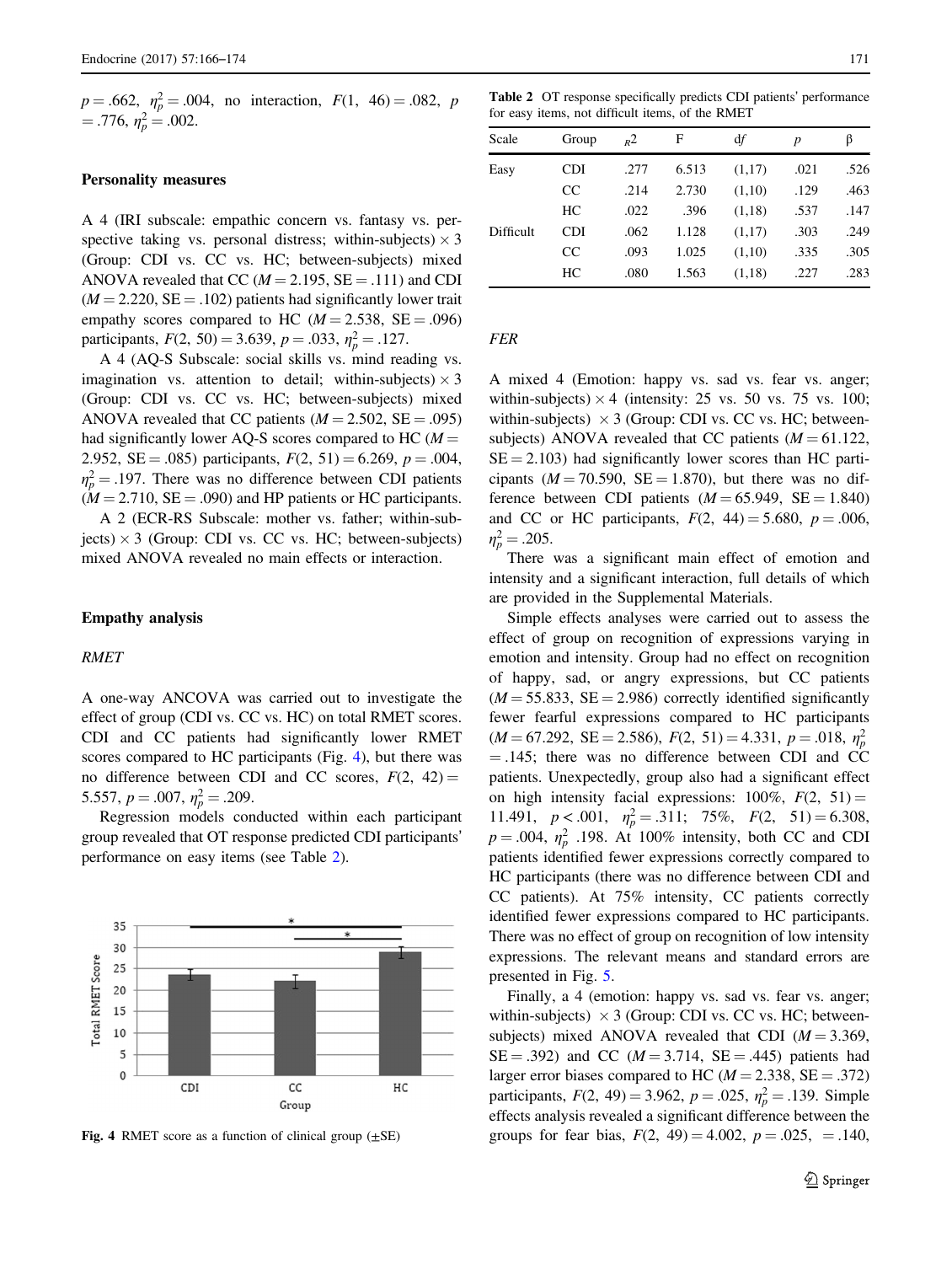$p = .662$, $\eta_p^2 = .004$, no interaction, $F(1, 46) = .082$, $p = .776$, $\eta_p^2 = .002$.

### Personality measures

A 4 (IRI subscale: empathic concern vs. fantasy vs. perspective taking vs. personal distress; within-subjects) × 3 (Group: CDI vs. CC vs. HC; between-subjects) mixed ANOVA revealed that CC ($M = 2.195$, SE = .111) and CDI ($M = 2.220$, SE = .102) patients had significantly lower trait empathy scores compared to HC ($M = 2.538$, SE = .096) participants, $F(2, 50) = 3.639$, $p = .033$, $\eta_p^2 = .127$.

A 4 (AQ-S Subscale: social skills vs. mind reading vs. imagination vs. attention to detail; within-subjects) × 3 (Group: CDI vs. CC vs. HC; between-subjects) mixed ANOVA revealed that CC patients ($M = 2.502$, SE = .095) had significantly lower AQ-S scores compared to HC ($M = 2.952$, SE = .085) participants, $F(2, 51) = 6.269$, $p = .004$, $\eta_p^2 = .197$. There was no difference between CDI patients ($M = 2.710$, SE = .090) and HP patients or HC participants.

A 2 (ECR-RS Subscale: mother vs. father; within-subjects) × 3 (Group: CDI vs. CC vs. HC; between-subjects) mixed ANOVA revealed no main effects or interaction.

### Empathy analysis

#### *RMET*

A one-way ANCOVA was carried out to investigate the effect of group (CDI vs. CC vs. HC) on total RMET scores. CDI and CC patients had significantly lower RMET scores compared to HC participants (Fig. 4), but there was no difference between CDI and CC scores, $F(2, 42) = 5.557$, $p = .007$, $\eta_p^2 = .209$.

Regression models conducted within each participant group revealed that OT response predicted CDI participants' performance on easy items (see Table 2).

Fig. 4 RMET score as a function of clinical group (±SE)

**Table 2** OT response specifically predicts CDI patients' performance for easy items, not difficult items, of the RMET

| Scale | Group | $R^2$ | F | df | p | β |
|---|---|---|---|---|---|---|
| Easy | CDI | .277 | 6.513 | (1,17) | .021 | .526 |
| | CC | .214 | 2.730 | (1,10) | .129 | .463 |
| | HC | .022 | .396 | (1,18) | .537 | .147 |
| Difficult | CDI | .062 | 1.128 | (1,17) | .303 | .249 |
| | CC | .093 | 1.025 | (1,10) | .335 | .305 |
| | HC | .080 | 1.563 | (1,18) | .227 | .283 |

#### *FER*

A mixed 4 (Emotion: happy vs. sad vs. fear vs. anger; within-subjects) × 4 (intensity: 25 vs. 50 vs. 75 vs. 100; within-subjects) × 3 (Group: CDI vs. CC vs. HC; between-subjects) ANOVA revealed that CC patients ($M = 61.122$, SE = 2.103) had significantly lower scores than HC participants ($M = 70.590$, SE = 1.870), but there was no difference between CDI patients ($M = 65.949$, SE = 1.840) and CC or HC participants, $F(2, 44) = 5.680$, $p = .006$, $\eta_p^2 = .205$.

There was a significant main effect of emotion and intensity and a significant interaction, full details of which are provided in the Supplemental Materials.

Simple effects analyses were carried out to assess the effect of group on recognition of expressions varying in emotion and intensity. Group had no effect on recognition of happy, sad, or angry expressions, but CC patients ($M = 55.833$, SE = 2.986) correctly identified significantly fewer fearful expressions compared to HC participants ($M = 67.292$, SE = 2.586), $F(2, 51) = 4.331$, $p = .018$, $\eta_p^2 = .145$; there was no difference between CDI and CC patients. Unexpectedly, group also had a significant effect on high intensity facial expressions: 100%, $F(2, 51) = 11.491$, $p < .001$, $\eta_p^2 = .311$; 75%, $F(2, 51) = 6.308$, $p = .004$, $\eta_p^2$ .198. At 100% intensity, both CC and CDI patients identified fewer expressions correctly compared to HC participants (there was no difference between CDI and CC patients). At 75% intensity, CC patients correctly identified fewer expressions compared to HC participants. There was no effect of group on recognition of low intensity expressions. The relevant means and standard errors are presented in Fig. 5.

Finally, a 4 (emotion: happy vs. sad vs. fear vs. anger; within-subjects) × 3 (Group: CDI vs. CC vs. HC; between-subjects) mixed ANOVA revealed that CDI ($M = 3.369$, SE = .392) and CC ($M = 3.714$, SE = .445) patients had larger error biases compared to HC ($M = 2.338$, SE = .372) participants, $F(2, 49) = 3.962$, $p = .025$, $\eta_p^2 = .139$. Simple effects analysis revealed a significant difference between the groups for fear bias, $F(2, 49) = 4.002$, $p = .025$, $= .140$,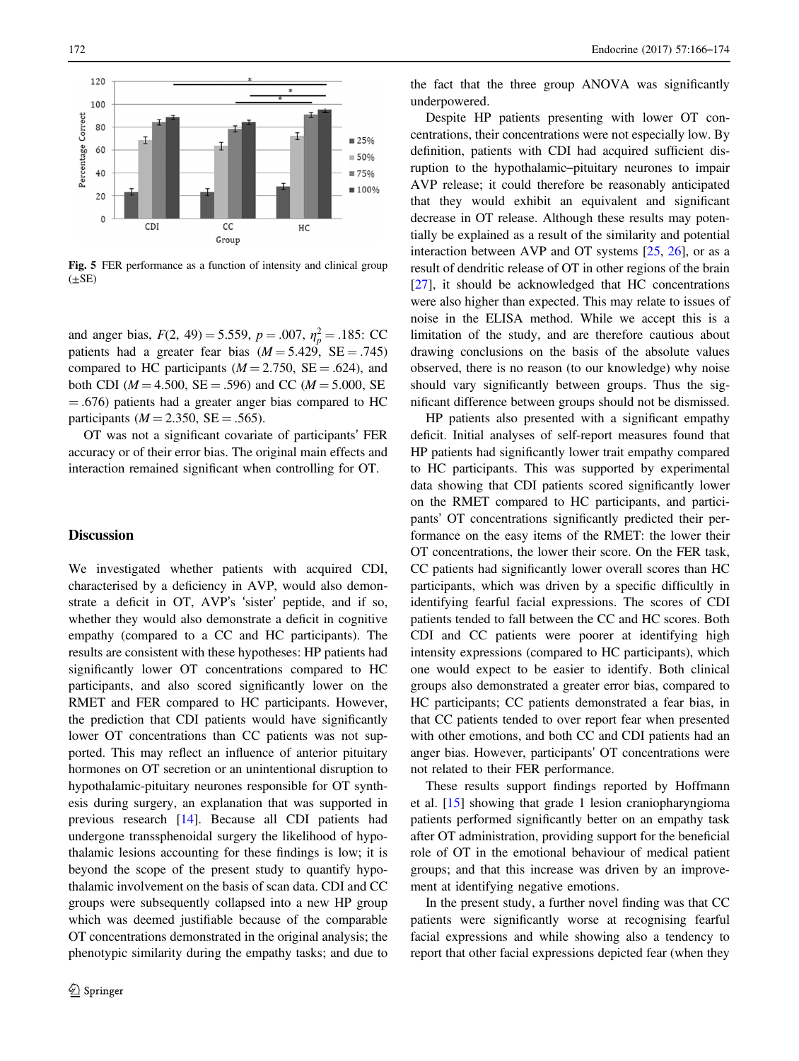Fig. 5 FER performance as a function of intensity and clinical group (±SE)

and anger bias, $F(2, 49) = 5.559$, $p = .007$, $\eta_p^2 = .185$: CC patients had a greater fear bias ($M = 5.429$, $SE = .745$) compared to HC participants ($M = 2.750$, $SE = .624$), and both CDI ($M = 4.500$, $SE = .596$) and CC ($M = 5.000$, $SE = .676$) patients had a greater anger bias compared to HC participants ($M = 2.350$, $SE = .565$).

OT was not a significant covariate of participants' FER accuracy or of their error bias. The original main effects and interaction remained significant when controlling for OT.

## Discussion

We investigated whether patients with acquired CDI, characterised by a deficiency in AVP, would also demonstrate a deficit in OT, AVP's 'sister' peptide, and if so, whether they would also demonstrate a deficit in cognitive empathy (compared to a CC and HC participants). The results are consistent with these hypotheses: HP patients had significantly lower OT concentrations compared to HC participants, and also scored significantly lower on the RMET and FER compared to HC participants. However, the prediction that CDI patients would have significantly lower OT concentrations than CC patients was not supported. This may reflect an influence of anterior pituitary hormones on OT secretion or an unintentional disruption to hypothalamic-pituitary neurones responsible for OT synthesis during surgery, an explanation that was supported in previous research [14]. Because all CDI patients had undergone transsphenoidal surgery the likelihood of hypothalamic lesions accounting for these findings is low; it is beyond the scope of the present study to quantify hypothalamic involvement on the basis of scan data. CDI and CC groups were subsequently collapsed into a new HP group which was deemed justifiable because of the comparable OT concentrations demonstrated in the original analysis; the phenotypic similarity during the empathy tasks; and due to the fact that the three group ANOVA was significantly underpowered.

Despite HP patients presenting with lower OT concentrations, their concentrations were not especially low. By definition, patients with CDI had acquired sufficient disruption to the hypothalamic–pituitary neurones to impair AVP release; it could therefore be reasonably anticipated that they would exhibit an equivalent and significant decrease in OT release. Although these results may potentially be explained as a result of the similarity and potential interaction between AVP and OT systems [25, 26], or as a result of dendritic release of OT in other regions of the brain [27], it should be acknowledged that HC concentrations were also higher than expected. This may relate to issues of noise in the ELISA method. While we accept this is a limitation of the study, and are therefore cautious about drawing conclusions on the basis of the absolute values observed, there is no reason (to our knowledge) why noise should vary significantly between groups. Thus the significant difference between groups should not be dismissed.

HP patients also presented with a significant empathy deficit. Initial analyses of self-report measures found that HP patients had significantly lower trait empathy compared to HC participants. This was supported by experimental data showing that CDI patients scored significantly lower on the RMET compared to HC participants, and participants' OT concentrations significantly predicted their performance on the easy items of the RMET: the lower their OT concentrations, the lower their score. On the FER task, CC patients had significantly lower overall scores than HC participants, which was driven by a specific difficultly in identifying fearful facial expressions. The scores of CDI patients tended to fall between the CC and HC scores. Both CDI and CC patients were poorer at identifying high intensity expressions (compared to HC participants), which one would expect to be easier to identify. Both clinical groups also demonstrated a greater error bias, compared to HC participants; CC patients demonstrated a fear bias, in that CC patients tended to over report fear when presented with other emotions, and both CC and CDI patients had an anger bias. However, participants' OT concentrations were not related to their FER performance.

These results support findings reported by Hoffmann et al. [15] showing that grade 1 lesion craniopharyngioma patients performed significantly better on an empathy task after OT administration, providing support for the beneficial role of OT in the emotional behaviour of medical patient groups; and that this increase was driven by an improvement at identifying negative emotions.

In the present study, a further novel finding was that CC patients were significantly worse at recognising fearful facial expressions and while showing also a tendency to report that other facial expressions depicted fear (when they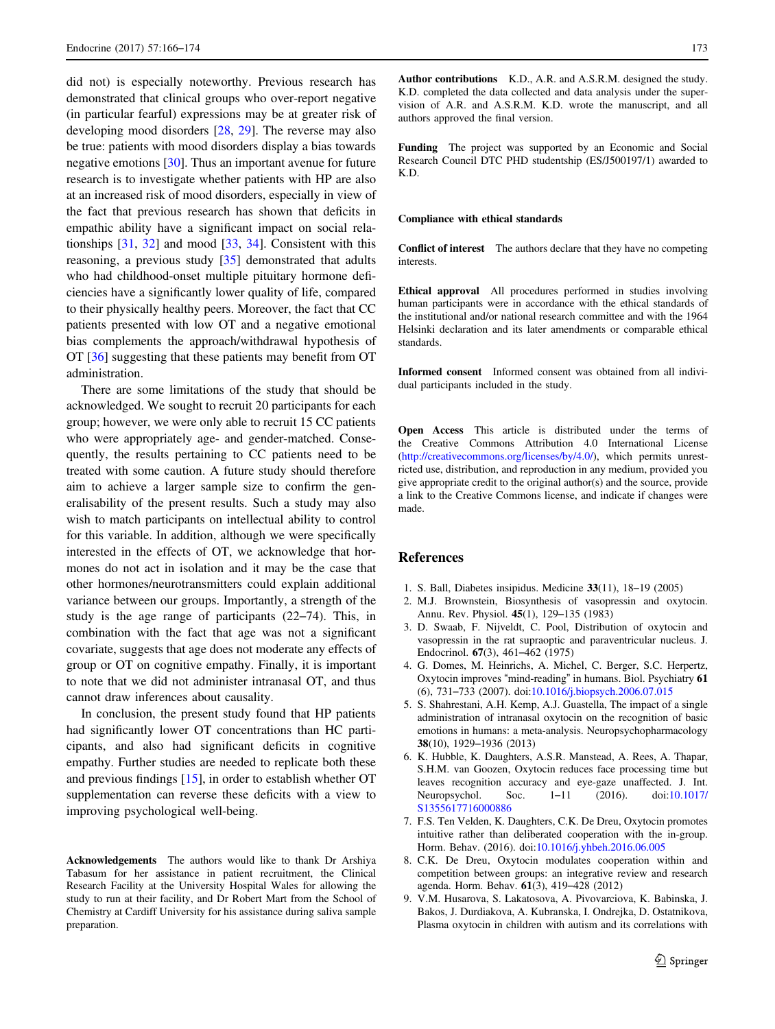did not) is especially noteworthy. Previous research has demonstrated that clinical groups who over-report negative (in particular fearful) expressions may be at greater risk of developing mood disorders [28, 29]. The reverse may also be true: patients with mood disorders display a bias towards negative emotions [30]. Thus an important avenue for future research is to investigate whether patients with HP are also at an increased risk of mood disorders, especially in view of the fact that previous research has shown that deficits in empathic ability have a significant impact on social relationships [31, 32] and mood [33, 34]. Consistent with this reasoning, a previous study [35] demonstrated that adults who had childhood-onset multiple pituitary hormone deficiencies have a significantly lower quality of life, compared to their physically healthy peers. Moreover, the fact that CC patients presented with low OT and a negative emotional bias complements the approach/withdrawal hypothesis of OT [36] suggesting that these patients may benefit from OT administration.

There are some limitations of the study that should be acknowledged. We sought to recruit 20 participants for each group; however, we were only able to recruit 15 CC patients who were appropriately age- and gender-matched. Consequently, the results pertaining to CC patients need to be treated with some caution. A future study should therefore aim to achieve a larger sample size to confirm the generalisability of the present results. Such a study may also wish to match participants on intellectual ability to control for this variable. In addition, although we were specifically interested in the effects of OT, we acknowledge that hormones do not act in isolation and it may be the case that other hormones/neurotransmitters could explain additional variance between our groups. Importantly, a strength of the study is the age range of participants (22–74). This, in combination with the fact that age was not a significant covariate, suggests that age does not moderate any effects of group or OT on cognitive empathy. Finally, it is important to note that we did not administer intranasal OT, and thus cannot draw inferences about causality.

In conclusion, the present study found that HP patients had significantly lower OT concentrations than HC participants, and also had significant deficits in cognitive empathy. Further studies are needed to replicate both these and previous findings [15], in order to establish whether OT supplementation can reverse these deficits with a view to improving psychological well-being.

**Acknowledgements** The authors would like to thank Dr Arshiya Tabasum for her assistance in patient recruitment, the Clinical Research Facility at the University Hospital Wales for allowing the study to run at their facility, and Dr Robert Mart from the School of Chemistry at Cardiff University for his assistance during saliva sample preparation.

**Author contributions** K.D., A.R. and A.S.R.M. designed the study. K.D. completed the data collected and data analysis under the supervision of A.R. and A.S.R.M. K.D. wrote the manuscript, and all authors approved the final version.

**Funding** The project was supported by an Economic and Social Research Council DTC PHD studentship (ES/J500197/1) awarded to K.D.

### Compliance with ethical standards

**Conflict of interest** The authors declare that they have no competing interests.

**Ethical approval** All procedures performed in studies involving human participants were in accordance with the ethical standards of the institutional and/or national research committee and with the 1964 Helsinki declaration and its later amendments or comparable ethical standards.

**Informed consent** Informed consent was obtained from all individual participants included in the study.

**Open Access** This article is distributed under the terms of the Creative Commons Attribution 4.0 International License (http://creativecommons.org/licenses/by/4.0/), which permits unrestricted use, distribution, and reproduction in any medium, provided you give appropriate credit to the original author(s) and the source, provide a link to the Creative Commons license, and indicate if changes were made.

## References

1. S. Ball, Diabetes insipidus. Medicine **33**(11), 18–19 (2005)
2. M.J. Brownstein, Biosynthesis of vasopressin and oxytocin. Annu. Rev. Physiol. **45**(1), 129–135 (1983)
3. D. Swaab, F. Nijveldt, C. Pool, Distribution of oxytocin and vasopressin in the rat supraoptic and paraventricular nucleus. J. Endocrinol. **67**(3), 461–462 (1975)
4. G. Domes, M. Heinrichs, A. Michel, C. Berger, S.C. Herpertz, Oxytocin improves "mind-reading" in humans. Biol. Psychiatry **61** (6), 731–733 (2007). doi:10.1016/j.biopsych.2006.07.015
5. S. Shahrestani, A.H. Kemp, A.J. Guastella, The impact of a single administration of intranasal oxytocin on the recognition of basic emotions in humans: a meta-analysis. Neuropsychopharmacology **38**(10), 1929–1936 (2013)
6. K. Hubble, K. Daughters, A.S.R. Manstead, A. Rees, A. Thapar, S.H.M. van Goozen, Oxytocin reduces face processing time but leaves recognition accuracy and eye-gaze unaffected. J. Int. Neuropsychol. Soc. 1–11 (2016). doi:10.1017/S1355617716000886
7. F.S. Ten Velden, K. Daughters, C.K. De Dreu, Oxytocin promotes intuitive rather than deliberated cooperation with the in-group. Horm. Behav. (2016). doi:10.1016/j.yhbeh.2016.06.005
8. C.K. De Dreu, Oxytocin modulates cooperation within and competition between groups: an integrative review and research agenda. Horm. Behav. **61**(3), 419–428 (2012)
9. V.M. Husarova, S. Lakatosova, A. Pivovarciova, K. Babinska, J. Bakos, J. Durdiakova, A. Kubranska, I. Ondrejka, D. Ostatnikova, Plasma oxytocin in children with autism and its correlations with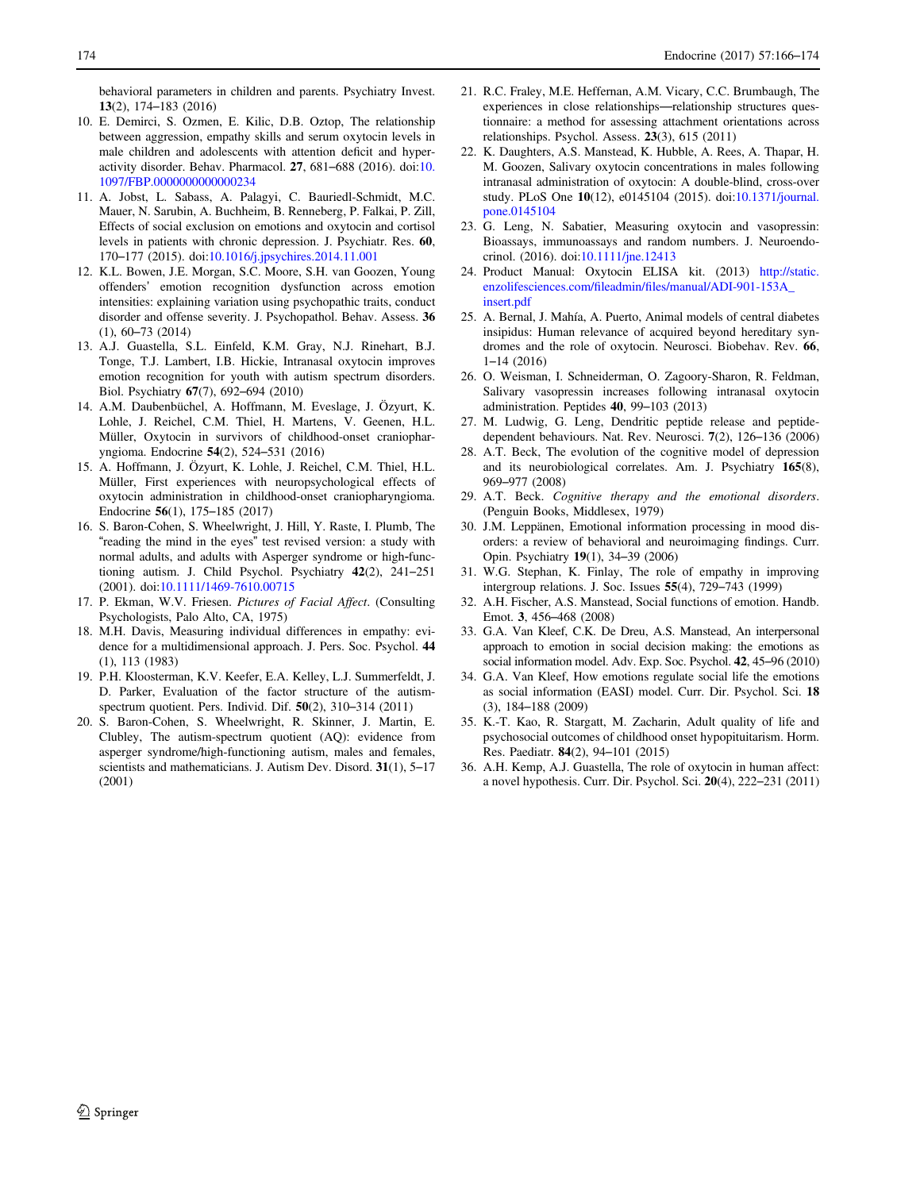behavioral parameters in children and parents. Psychiatry Invest. **13**(2), 174–183 (2016)

10. E. Demirci, S. Ozmen, E. Kilic, D.B. Oztop, The relationship between aggression, empathy skills and serum oxytocin levels in male children and adolescents with attention deficit and hyperactivity disorder. Behav. Pharmacol. **27**, 681–688 (2016). doi:10.1097/FBP.0000000000000234
11. A. Jobst, L. Sabass, A. Palagyi, C. Bauriedl-Schmidt, M.C. Mauer, N. Sarubin, A. Buchheim, B. Renneberg, P. Falkai, P. Zill, Effects of social exclusion on emotions and oxytocin and cortisol levels in patients with chronic depression. J. Psychiatr. Res. **60**, 170–177 (2015). doi:10.1016/j.jpsychires.2014.11.001
12. K.L. Bowen, J.E. Morgan, S.C. Moore, S.H. van Goozen, Young offenders' emotion recognition dysfunction across emotion intensities: explaining variation using psychopathic traits, conduct disorder and offense severity. J. Psychopathol. Behav. Assess. **36** (1), 60–73 (2014)
13. A.J. Guastella, S.L. Einfeld, K.M. Gray, N.J. Rinehart, B.J. Tonge, T.J. Lambert, I.B. Hickie, Intranasal oxytocin improves emotion recognition for youth with autism spectrum disorders. Biol. Psychiatry **67**(7), 692–694 (2010)
14. A.M. Daubenbüchel, A. Hoffmann, M. Eveslage, J. Özyurt, K. Lohle, J. Reichel, C.M. Thiel, H. Martens, V. Geenen, H.L. Müller, Oxytocin in survivors of childhood-onset craniopharyngioma. Endocrine **54**(2), 524–531 (2016)
15. A. Hoffmann, J. Özyurt, K. Lohle, J. Reichel, C.M. Thiel, H.L. Müller, First experiences with neuropsychological effects of oxytocin administration in childhood-onset craniopharyngioma. Endocrine **56**(1), 175–185 (2017)
16. S. Baron-Cohen, S. Wheelwright, J. Hill, Y. Raste, I. Plumb, The "reading the mind in the eyes" test revised version: a study with normal adults, and adults with Asperger syndrome or high-functioning autism. J. Child Psychol. Psychiatry **42**(2), 241–251 (2001). doi:10.1111/1469-7610.00715
17. P. Ekman, W.V. Friesen. *Pictures of Facial Affect*. (Consulting Psychologists, Palo Alto, CA, 1975)
18. M.H. Davis, Measuring individual differences in empathy: evidence for a multidimensional approach. J. Pers. Soc. Psychol. **44** (1), 113 (1983)
19. P.H. Kloosterman, K.V. Keefer, E.A. Kelley, L.J. Summerfeldt, J. D. Parker, Evaluation of the factor structure of the autism-spectrum quotient. Pers. Individ. Dif. **50**(2), 310–314 (2011)
20. S. Baron-Cohen, S. Wheelwright, R. Skinner, J. Martin, E. Clubley, The autism-spectrum quotient (AQ): evidence from asperger syndrome/high-functioning autism, males and females, scientists and mathematicians. J. Autism Dev. Disord. **31**(1), 5–17 (2001)
21. R.C. Fraley, M.E. Heffernan, A.M. Vicary, C.C. Brumbaugh, The experiences in close relationships—relationship structures questionnaire: a method for assessing attachment orientations across relationships. Psychol. Assess. **23**(3), 615 (2011)
22. K. Daughters, A.S. Manstead, K. Hubble, A. Rees, A. Thapar, H. M. Goozen, Salivary oxytocin concentrations in males following intranasal administration of oxytocin: A double-blind, cross-over study. PLoS One **10**(12), e0145104 (2015). doi:10.1371/journal.pone.0145104
23. G. Leng, N. Sabatier, Measuring oxytocin and vasopressin: Bioassays, immunoassays and random numbers. J. Neuroendocrinol. (2016). doi:10.1111/jne.12413
24. Product Manual: Oxytocin ELISA kit. (2013) http://static.enzolifesciences.com/fileadmin/files/manual/ADI-901-153A_insert.pdf
25. A. Bernal, J. Mahía, A. Puerto, Animal models of central diabetes insipidus: Human relevance of acquired beyond hereditary syndromes and the role of oxytocin. Neurosci. Biobehav. Rev. **66**, 1–14 (2016)
26. O. Weisman, I. Schneiderman, O. Zagoory-Sharon, R. Feldman, Salivary vasopressin increases following intranasal oxytocin administration. Peptides **40**, 99–103 (2013)
27. M. Ludwig, G. Leng, Dendritic peptide release and peptide-dependent behaviours. Nat. Rev. Neurosci. **7**(2), 126–136 (2006)
28. A.T. Beck, The evolution of the cognitive model of depression and its neurobiological correlates. Am. J. Psychiatry **165**(8), 969–977 (2008)
29. A.T. Beck. *Cognitive therapy and the emotional disorders*. (Penguin Books, Middlesex, 1979)
30. J.M. Leppänen, Emotional information processing in mood disorders: a review of behavioral and neuroimaging findings. Curr. Opin. Psychiatry **19**(1), 34–39 (2006)
31. W.G. Stephan, K. Finlay, The role of empathy in improving intergroup relations. J. Soc. Issues **55**(4), 729–743 (1999)
32. A.H. Fischer, A.S. Manstead, Social functions of emotion. Handb. Emot. **3**, 456–468 (2008)
33. G.A. Van Kleef, C.K. De Dreu, A.S. Manstead, An interpersonal approach to emotion in social decision making: the emotions as social information model. Adv. Exp. Soc. Psychol. **42**, 45–96 (2010)
34. G.A. Van Kleef, How emotions regulate social life the emotions as social information (EASI) model. Curr. Dir. Psychol. Sci. **18** (3), 184–188 (2009)
35. K.-T. Kao, R. Stargatt, M. Zacharin, Adult quality of life and psychosocial outcomes of childhood onset hypopituitarism. Horm. Res. Paediatr. **84**(2), 94–101 (2015)
36. A.H. Kemp, A.J. Guastella, The role of oxytocin in human affect: a novel hypothesis. Curr. Dir. Psychol. Sci. **20**(4), 222–231 (2011)